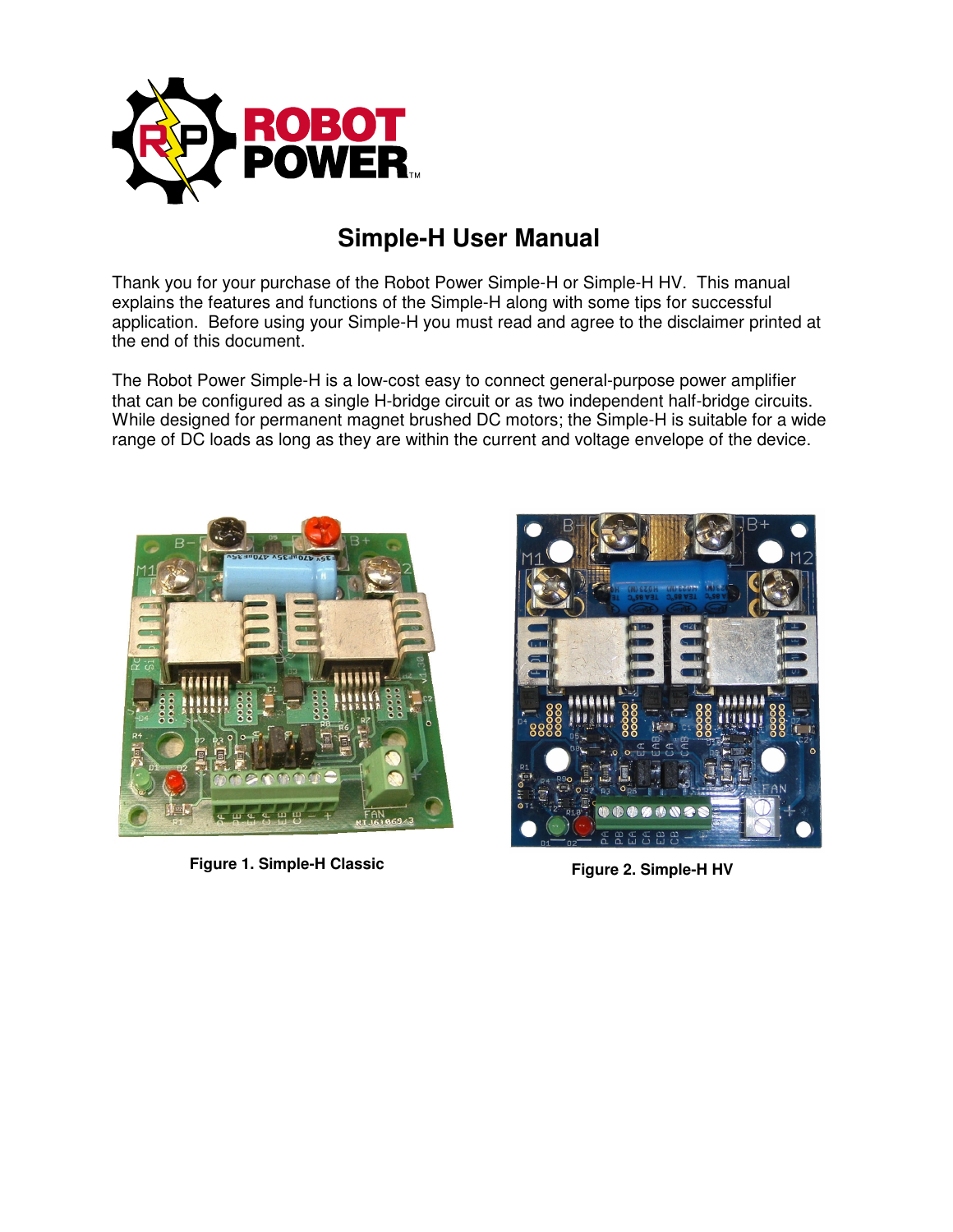# Simple-H User Manual

Thank you for your purchase of the Robot Power Simple-H or Simple-H HV. This manual explains the features and functions of the Simple-H along with some tips for successful application. Before using your Simple-H you must read and agree to the disclaimer printed at the end of this document.

The Robot Power Simple-H is a low-cost easy to connect general-purpose power amplifier that can be configured as a single H-bridge circuit or as two independent half-bridge circuits. While designed for permanent magnet brushed DC motors; the Simple-H is suitable for a wide range of DC loads as long as they are within the current and voltage envelope of the device.

**Figure 1. Simple-H Classic**

**Figure 2. Simple-H HV**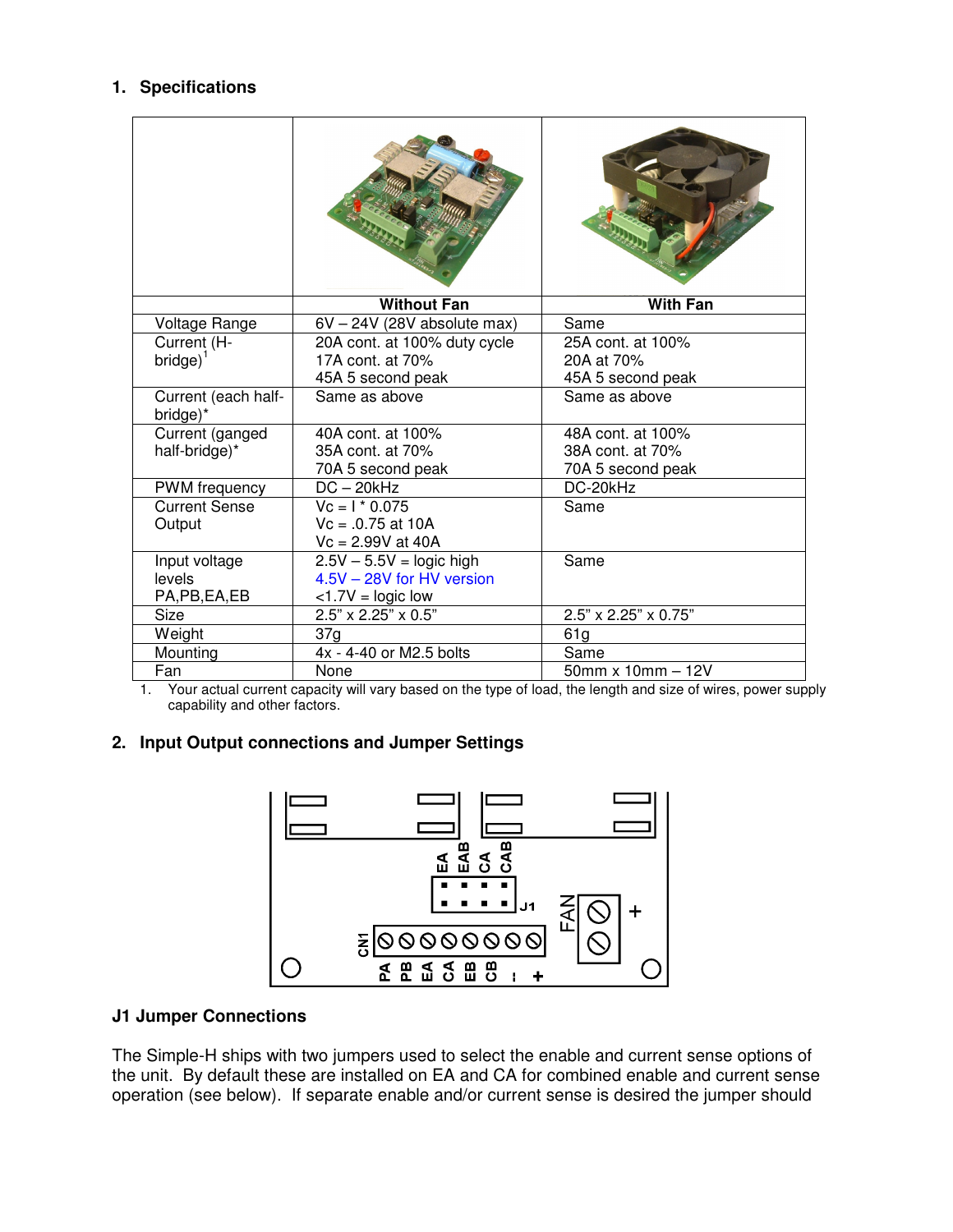## 1. Specifications

| | Without Fan | With Fan |
|---|---|---|
| Voltage Range | 6V – 24V (28V absolute max) | Same |
| Current (H-bridge)[1] | 20A cont. at 100% duty cycle<br>17A cont. at 70%<br>45A 5 second peak | 25A cont. at 100%<br>20A at 70%<br>45A 5 second peak |
| Current (each half-bridge)* | Same as above | Same as above |
| Current (ganged half-bridge)* | 40A cont. at 100%<br>35A cont. at 70%<br>70A 5 second peak | 48A cont. at 100%<br>38A cont. at 70%<br>70A 5 second peak |
| PWM frequency | DC – 20kHz | DC-20kHz |
| Current Sense Output | Vc = I * 0.075<br>Vc = .0.75 at 10A<br>Vc = 2.99V at 40A | Same |
| Input voltage levels PA,PB,EA,EB | 2.5V – 5.5V = logic high<br>4.5V – 28V for HV version<br><1.7V = logic low | Same |
| Size | 2.5" x 2.25" x 0.5" | 2.5" x 2.25" x 0.75" |
| Weight | 37g | 61g |
| Mounting | 4x - 4-40 or M2.5 bolts | Same |
| Fan | None | 50mm x 10mm – 12V |

1. Your actual current capacity will vary based on the type of load, the length and size of wires, power supply capability and other factors.

## 2. Input Output connections and Jumper Settings

### J1 Jumper Connections

The Simple-H ships with two jumpers used to select the enable and current sense options of the unit. By default these are installed on EA and CA for combined enable and current sense operation (see below). If separate enable and/or current sense is desired the jumper should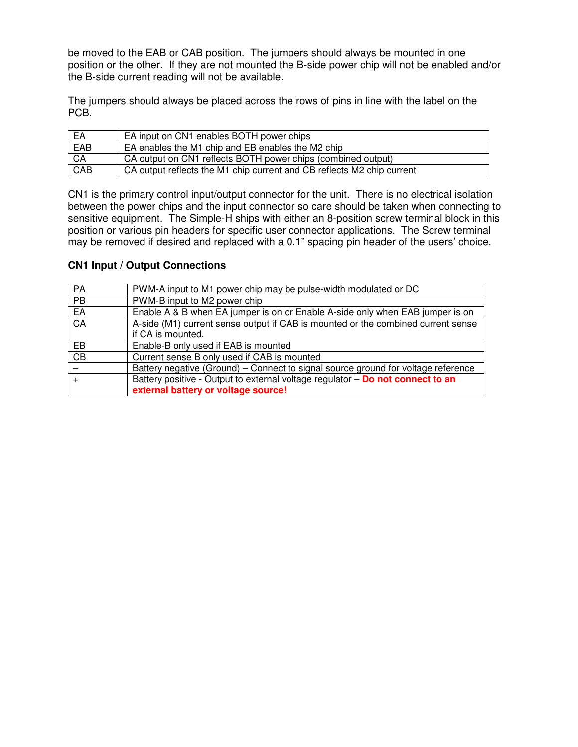be moved to the EAB or CAB position. The jumpers should always be mounted in one position or the other. If they are not mounted the B-side power chip will not be enabled and/or the B-side current reading will not be available.

The jumpers should always be placed across the rows of pins in line with the label on the PCB.

| | |
|---|---|
| EA | EA input on CN1 enables BOTH power chips |
| EAB | EA enables the M1 chip and EB enables the M2 chip |
| CA | CA output on CN1 reflects BOTH power chips (combined output) |
| CAB | CA output reflects the M1 chip current and CB reflects M2 chip current |

CN1 is the primary control input/output connector for the unit. There is no electrical isolation between the power chips and the input connector so care should be taken when connecting to sensitive equipment. The Simple-H ships with either an 8-position screw terminal block in this position or various pin headers for specific user connector applications. The Screw terminal may be removed if desired and replaced with a 0.1" spacing pin header of the users' choice.

**CN1 Input / Output Connections**

| | |
|---|---|
| PA | PWM-A input to M1 power chip may be pulse-width modulated or DC |
| PB | PWM-B input to M2 power chip |
| EA | Enable A & B when EA jumper is on or Enable A-side only when EAB jumper is on |
| CA | A-side (M1) current sense output if CAB is mounted or the combined current sense if CA is mounted. |
| EB | Enable-B only used if EAB is mounted |
| CB | Current sense B only used if CAB is mounted |
| – | Battery negative (Ground) – Connect to signal source ground for voltage reference |
| + | Battery positive - Output to external voltage regulator – **Do not connect to an external battery or voltage source!** |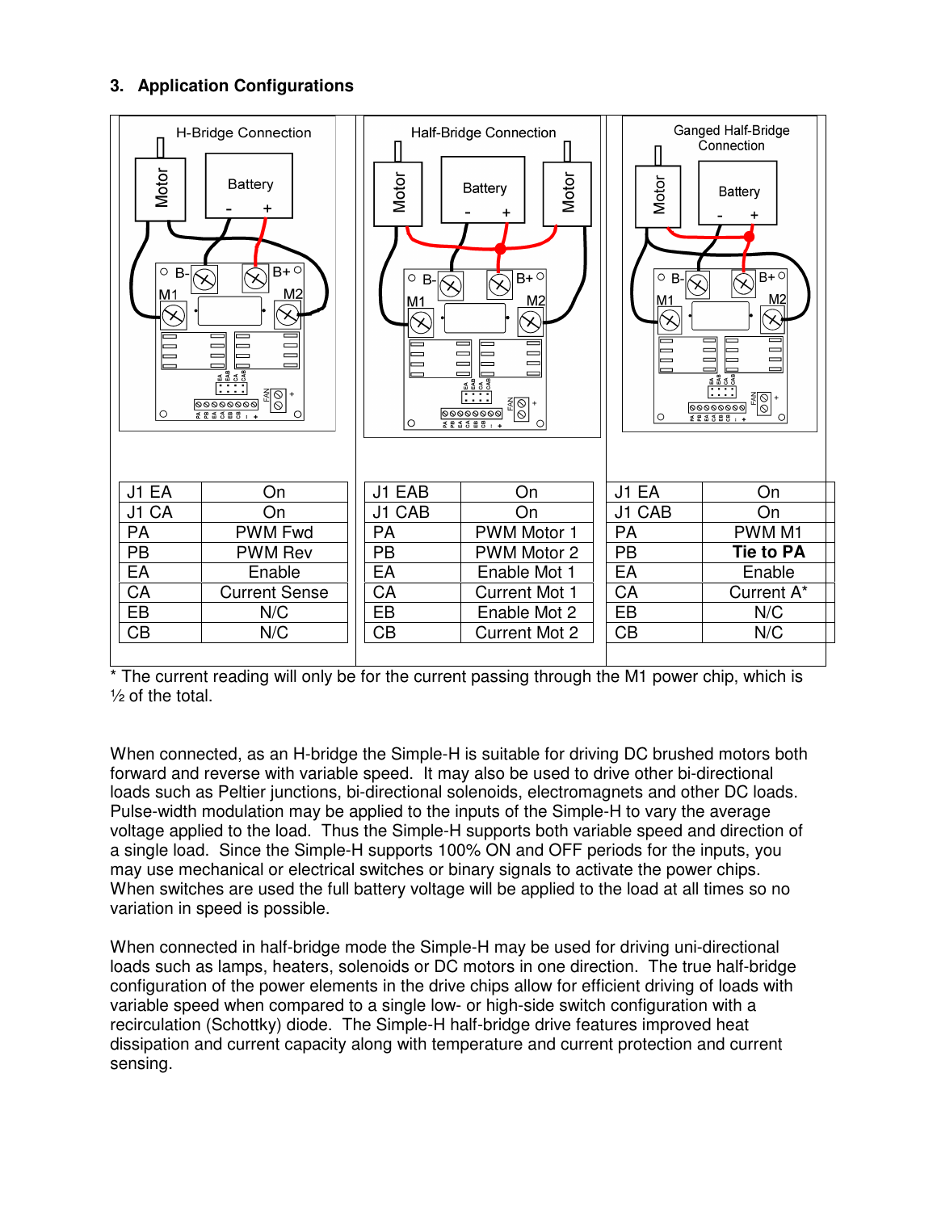## 3. Application Configurations

H-Bridge Connection

| J1 EA | On |
|---|---|
| J1 CA | On |
| PA | PWM Fwd |
| PB | PWM Rev |
| EA | Enable |
| CA | Current Sense |
| EB | N/C |
| CB | N/C |

Half-Bridge Connection

| J1 EAB | On |
|---|---|
| J1 CAB | On |
| PA | PWM Motor 1 |
| PB | PWM Motor 2 |
| EA | Enable Mot 1 |
| CA | Current Mot 1 |
| EB | Enable Mot 2 |
| CB | Current Mot 2 |

Ganged Half-Bridge Connection

| J1 EA | On |
|---|---|
| J1 CAB | On |
| PA | PWM M1 |
| PB | **Tie to PA** |
| EA | Enable |
| CA | Current A* |
| EB | N/C |
| CB | N/C |

* The current reading will only be for the current passing through the M1 power chip, which is ½ of the total.

When connected, as an H-bridge the Simple-H is suitable for driving DC brushed motors both forward and reverse with variable speed. It may also be used to drive other bi-directional loads such as Peltier junctions, bi-directional solenoids, electromagnets and other DC loads. Pulse-width modulation may be applied to the inputs of the Simple-H to vary the average voltage applied to the load. Thus the Simple-H supports both variable speed and direction of a single load. Since the Simple-H supports 100% ON and OFF periods for the inputs, you may use mechanical or electrical switches or binary signals to activate the power chips. When switches are used the full battery voltage will be applied to the load at all times so no variation in speed is possible.

When connected in half-bridge mode the Simple-H may be used for driving uni-directional loads such as lamps, heaters, solenoids or DC motors in one direction. The true half-bridge configuration of the power elements in the drive chips allow for efficient driving of loads with variable speed when compared to a single low- or high-side switch configuration with a recirculation (Schottky) diode. The Simple-H half-bridge drive features improved heat dissipation and current capacity along with temperature and current protection and current sensing.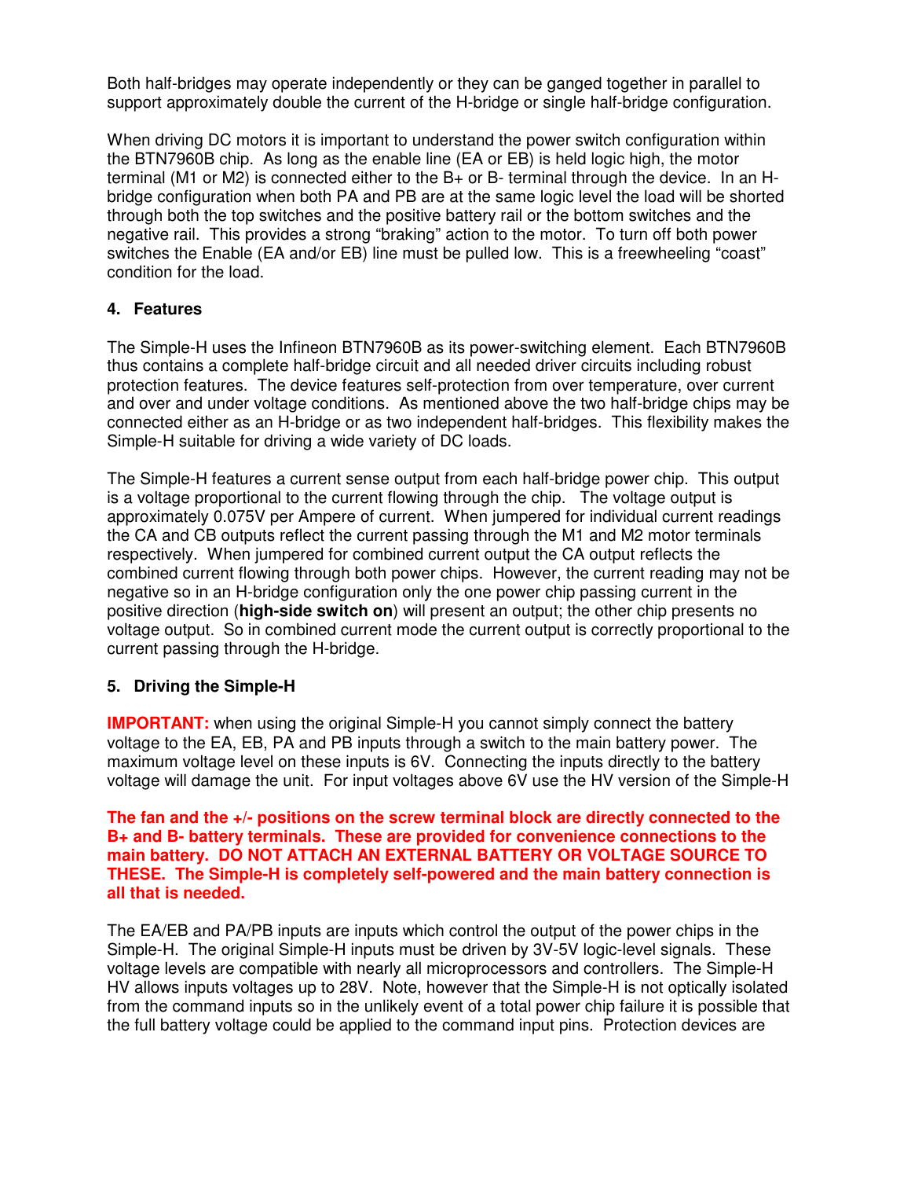Both half-bridges may operate independently or they can be ganged together in parallel to support approximately double the current of the H-bridge or single half-bridge configuration.

When driving DC motors it is important to understand the power switch configuration within the BTN7960B chip. As long as the enable line (EA or EB) is held logic high, the motor terminal (M1 or M2) is connected either to the B+ or B- terminal through the device. In an H-bridge configuration when both PA and PB are at the same logic level the load will be shorted through both the top switches and the positive battery rail or the bottom switches and the negative rail. This provides a strong "braking" action to the motor. To turn off both power switches the Enable (EA and/or EB) line must be pulled low. This is a freewheeling "coast" condition for the load.

## 4. Features

The Simple-H uses the Infineon BTN7960B as its power-switching element. Each BTN7960B thus contains a complete half-bridge circuit and all needed driver circuits including robust protection features. The device features self-protection from over temperature, over current and over and under voltage conditions. As mentioned above the two half-bridge chips may be connected either as an H-bridge or as two independent half-bridges. This flexibility makes the Simple-H suitable for driving a wide variety of DC loads.

The Simple-H features a current sense output from each half-bridge power chip. This output is a voltage proportional to the current flowing through the chip. The voltage output is approximately 0.075V per Ampere of current. When jumpered for individual current readings the CA and CB outputs reflect the current passing through the M1 and M2 motor terminals respectively. When jumpered for combined current output the CA output reflects the combined current flowing through both power chips. However, the current reading may not be negative so in an H-bridge configuration only the one power chip passing current in the positive direction (**high-side switch on**) will present an output; the other chip presents no voltage output. So in combined current mode the current output is correctly proportional to the current passing through the H-bridge.

## 5. Driving the Simple-H

**IMPORTANT:** when using the original Simple-H you cannot simply connect the battery voltage to the EA, EB, PA and PB inputs through a switch to the main battery power. The maximum voltage level on these inputs is 6V. Connecting the inputs directly to the battery voltage will damage the unit. For input voltages above 6V use the HV version of the Simple-H

**The fan and the +/- positions on the screw terminal block are directly connected to the B+ and B- battery terminals. These are provided for convenience connections to the main battery. DO NOT ATTACH AN EXTERNAL BATTERY OR VOLTAGE SOURCE TO THESE. The Simple-H is completely self-powered and the main battery connection is all that is needed.**

The EA/EB and PA/PB inputs are inputs which control the output of the power chips in the Simple-H. The original Simple-H inputs must be driven by 3V-5V logic-level signals. These voltage levels are compatible with nearly all microprocessors and controllers. The Simple-H HV allows inputs voltages up to 28V. Note, however that the Simple-H is not optically isolated from the command inputs so in the unlikely event of a total power chip failure it is possible that the full battery voltage could be applied to the command input pins. Protection devices are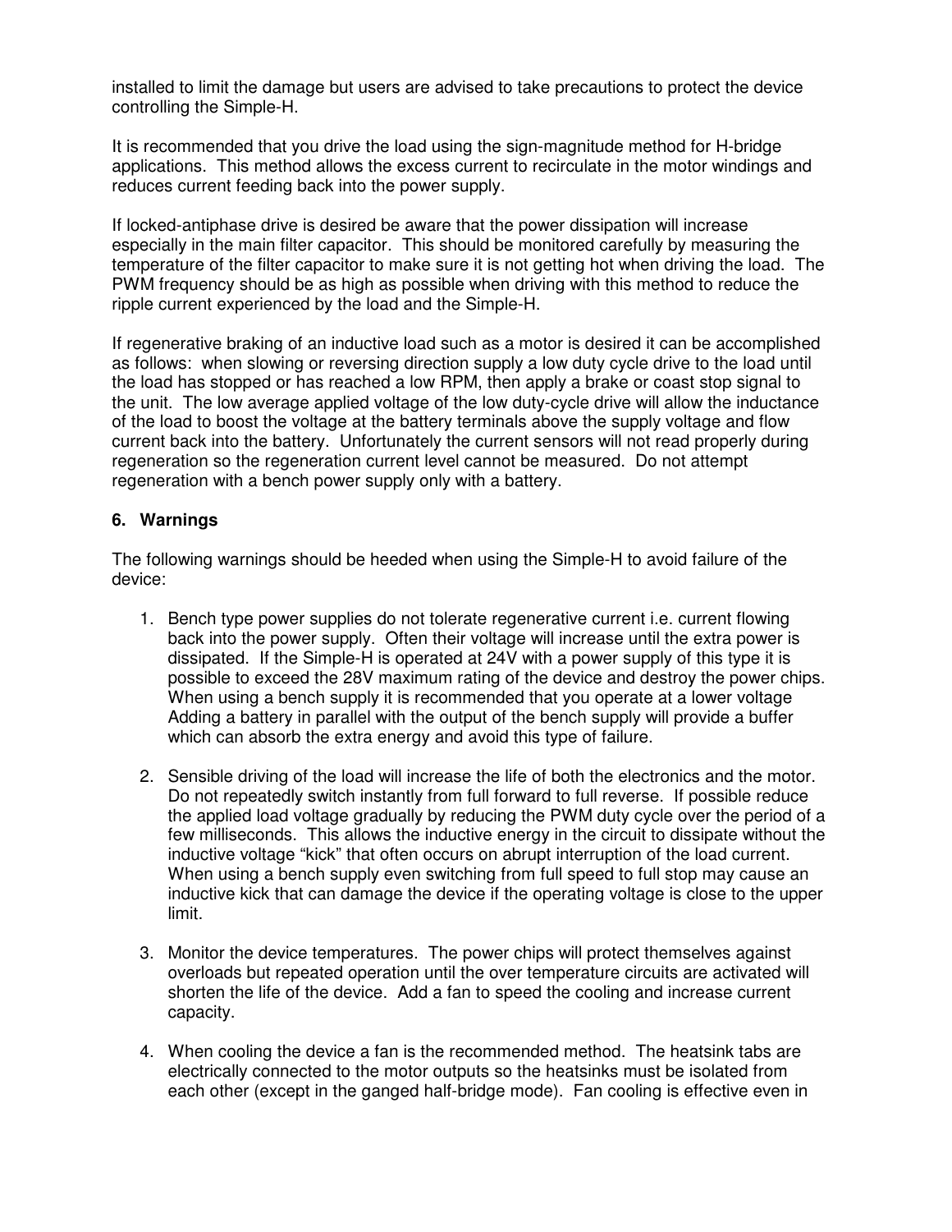installed to limit the damage but users are advised to take precautions to protect the device controlling the Simple-H.

It is recommended that you drive the load using the sign-magnitude method for H-bridge applications. This method allows the excess current to recirculate in the motor windings and reduces current feeding back into the power supply.

If locked-antiphase drive is desired be aware that the power dissipation will increase especially in the main filter capacitor. This should be monitored carefully by measuring the temperature of the filter capacitor to make sure it is not getting hot when driving the load. The PWM frequency should be as high as possible when driving with this method to reduce the ripple current experienced by the load and the Simple-H.

If regenerative braking of an inductive load such as a motor is desired it can be accomplished as follows: when slowing or reversing direction supply a low duty cycle drive to the load until the load has stopped or has reached a low RPM, then apply a brake or coast stop signal to the unit. The low average applied voltage of the low duty-cycle drive will allow the inductance of the load to boost the voltage at the battery terminals above the supply voltage and flow current back into the battery. Unfortunately the current sensors will not read properly during regeneration so the regeneration current level cannot be measured. Do not attempt regeneration with a bench power supply only with a battery.

## 6. Warnings

The following warnings should be heeded when using the Simple-H to avoid failure of the device:

1. Bench type power supplies do not tolerate regenerative current i.e. current flowing back into the power supply. Often their voltage will increase until the extra power is dissipated. If the Simple-H is operated at 24V with a power supply of this type it is possible to exceed the 28V maximum rating of the device and destroy the power chips. When using a bench supply it is recommended that you operate at a lower voltage Adding a battery in parallel with the output of the bench supply will provide a buffer which can absorb the extra energy and avoid this type of failure.

2. Sensible driving of the load will increase the life of both the electronics and the motor. Do not repeatedly switch instantly from full forward to full reverse. If possible reduce the applied load voltage gradually by reducing the PWM duty cycle over the period of a few milliseconds. This allows the inductive energy in the circuit to dissipate without the inductive voltage "kick" that often occurs on abrupt interruption of the load current. When using a bench supply even switching from full speed to full stop may cause an inductive kick that can damage the device if the operating voltage is close to the upper limit.

3. Monitor the device temperatures. The power chips will protect themselves against overloads but repeated operation until the over temperature circuits are activated will shorten the life of the device. Add a fan to speed the cooling and increase current capacity.

4. When cooling the device a fan is the recommended method. The heatsink tabs are electrically connected to the motor outputs so the heatsinks must be isolated from each other (except in the ganged half-bridge mode). Fan cooling is effective even in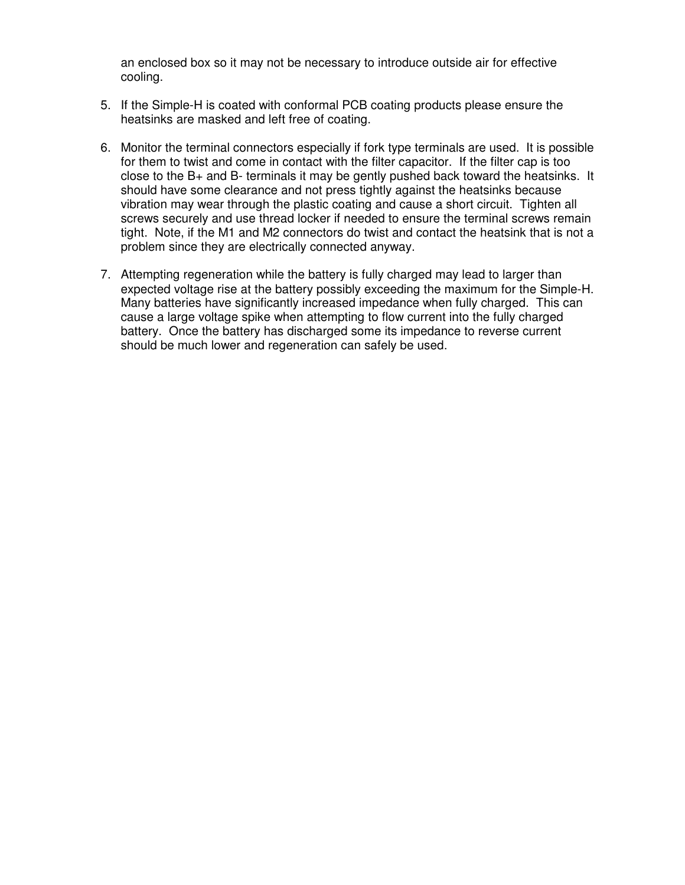an enclosed box so it may not be necessary to introduce outside air for effective cooling.

5. If the Simple-H is coated with conformal PCB coating products please ensure the heatsinks are masked and left free of coating.

6. Monitor the terminal connectors especially if fork type terminals are used. It is possible for them to twist and come in contact with the filter capacitor. If the filter cap is too close to the B+ and B- terminals it may be gently pushed back toward the heatsinks. It should have some clearance and not press tightly against the heatsinks because vibration may wear through the plastic coating and cause a short circuit. Tighten all screws securely and use thread locker if needed to ensure the terminal screws remain tight. Note, if the M1 and M2 connectors do twist and contact the heatsink that is not a problem since they are electrically connected anyway.

7. Attempting regeneration while the battery is fully charged may lead to larger than expected voltage rise at the battery possibly exceeding the maximum for the Simple-H. Many batteries have significantly increased impedance when fully charged. This can cause a large voltage spike when attempting to flow current into the fully charged battery. Once the battery has discharged some its impedance to reverse current should be much lower and regeneration can safely be used.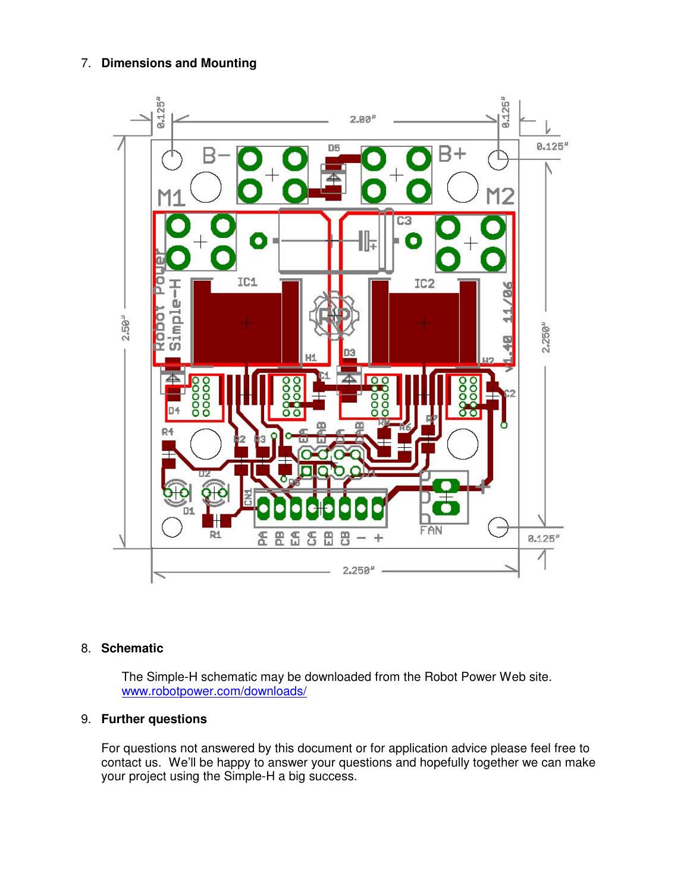7. **Dimensions and Mounting**

8. **Schematic**

   The Simple-H schematic may be downloaded from the Robot Power Web site. [www.robotpower.com/downloads/](http://www.robotpower.com/downloads/)

9. **Further questions**

   For questions not answered by this document or for application advice please feel free to contact us. We'll be happy to answer your questions and hopefully together we can make your project using the Simple-H a big success.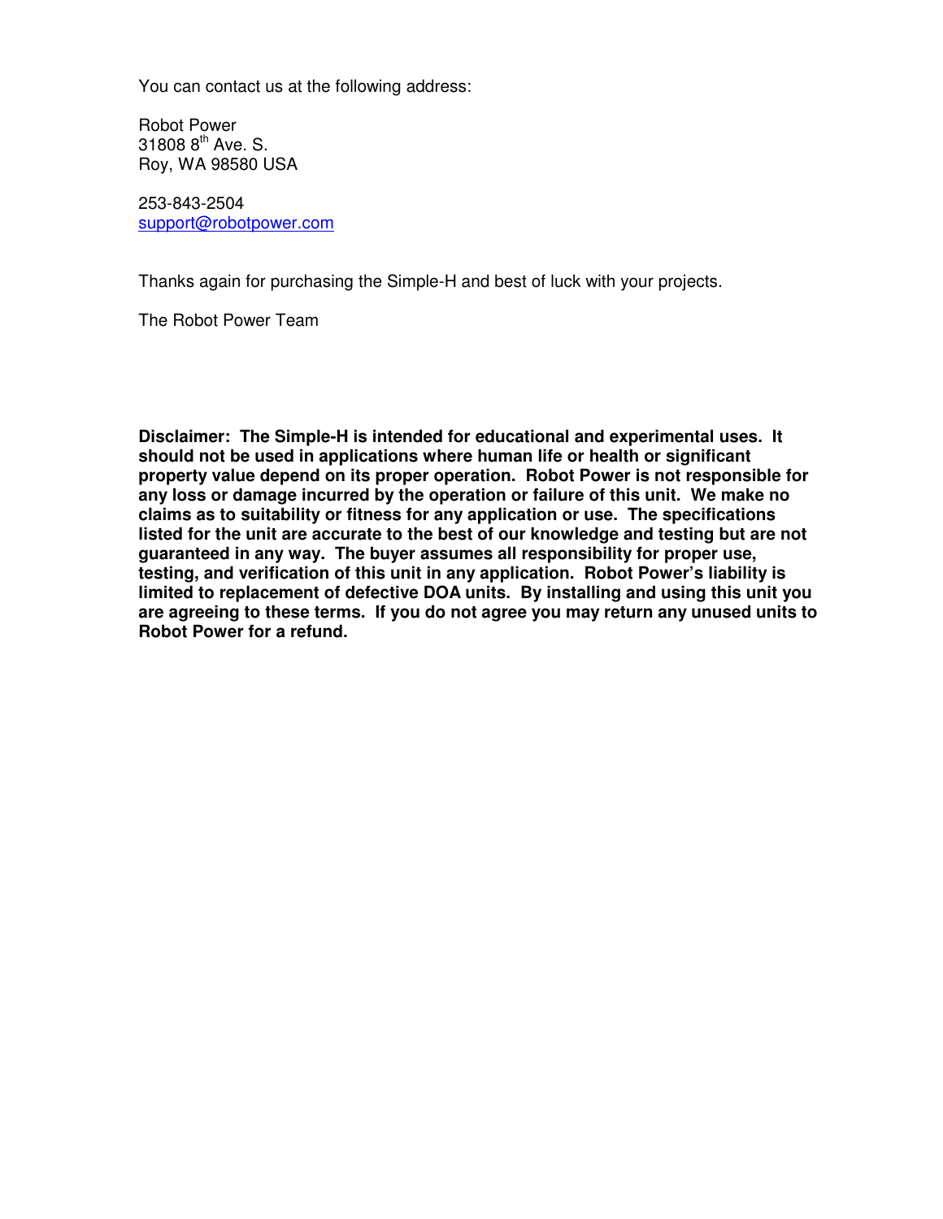You can contact us at the following address:

Robot Power  
31808 8th Ave. S.  
Roy, WA 98580 USA

253-843-2504  
support@robotpower.com

Thanks again for purchasing the Simple-H and best of luck with your projects.

The Robot Power Team

**Disclaimer: The Simple-H is intended for educational and experimental uses. It should not be used in applications where human life or health or significant property value depend on its proper operation. Robot Power is not responsible for any loss or damage incurred by the operation or failure of this unit. We make no claims as to suitability or fitness for any application or use. The specifications listed for the unit are accurate to the best of our knowledge and testing but are not guaranteed in any way. The buyer assumes all responsibility for proper use, testing, and verification of this unit in any application. Robot Power's liability is limited to replacement of defective DOA units. By installing and using this unit you are agreeing to these terms. If you do not agree you may return any unused units to Robot Power for a refund.**